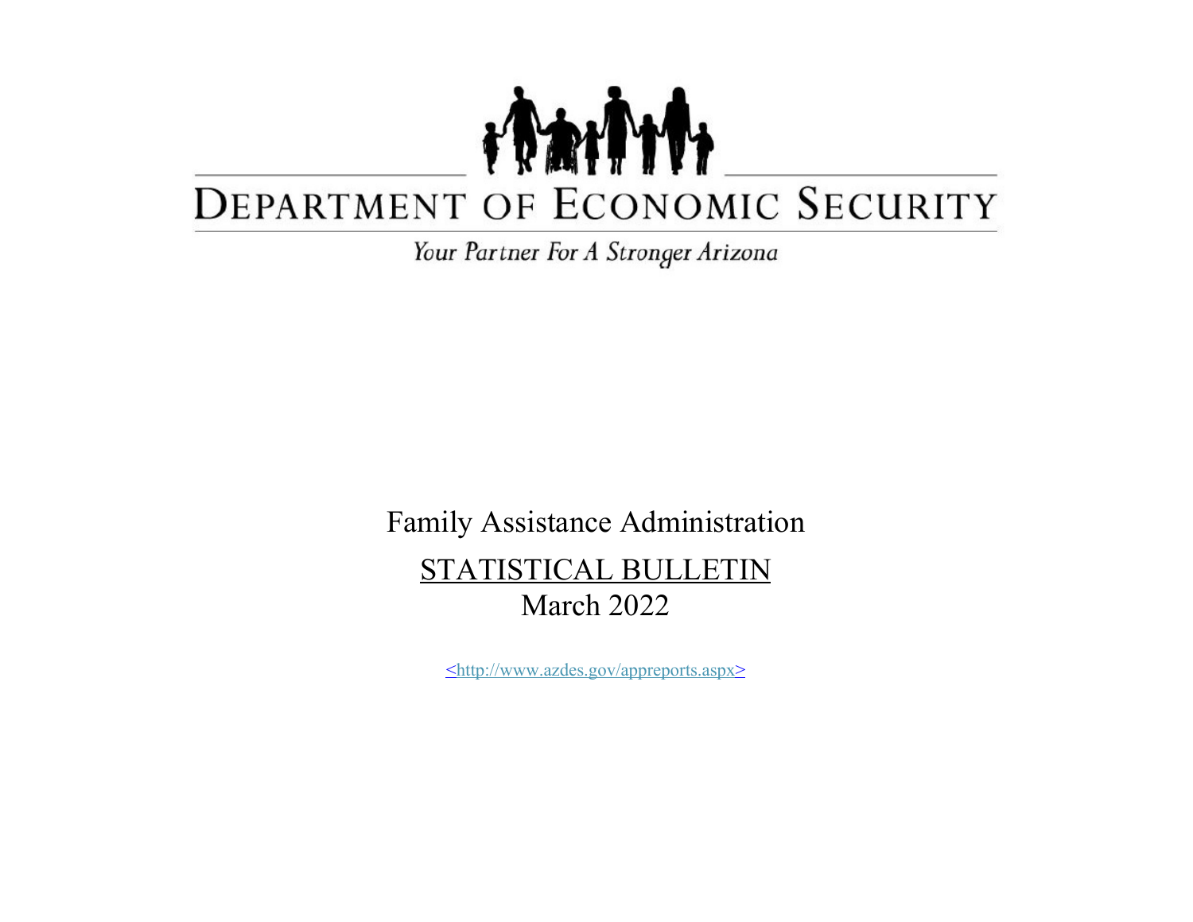# DEPARTMENT OF ECONOMIC SECURITY

*Your Partner For A Stronger Arizona*

Family Assistance Administration

STATISTICAL BULLETIN

March 2022

<http://www.azdes.gov/appreports.aspx>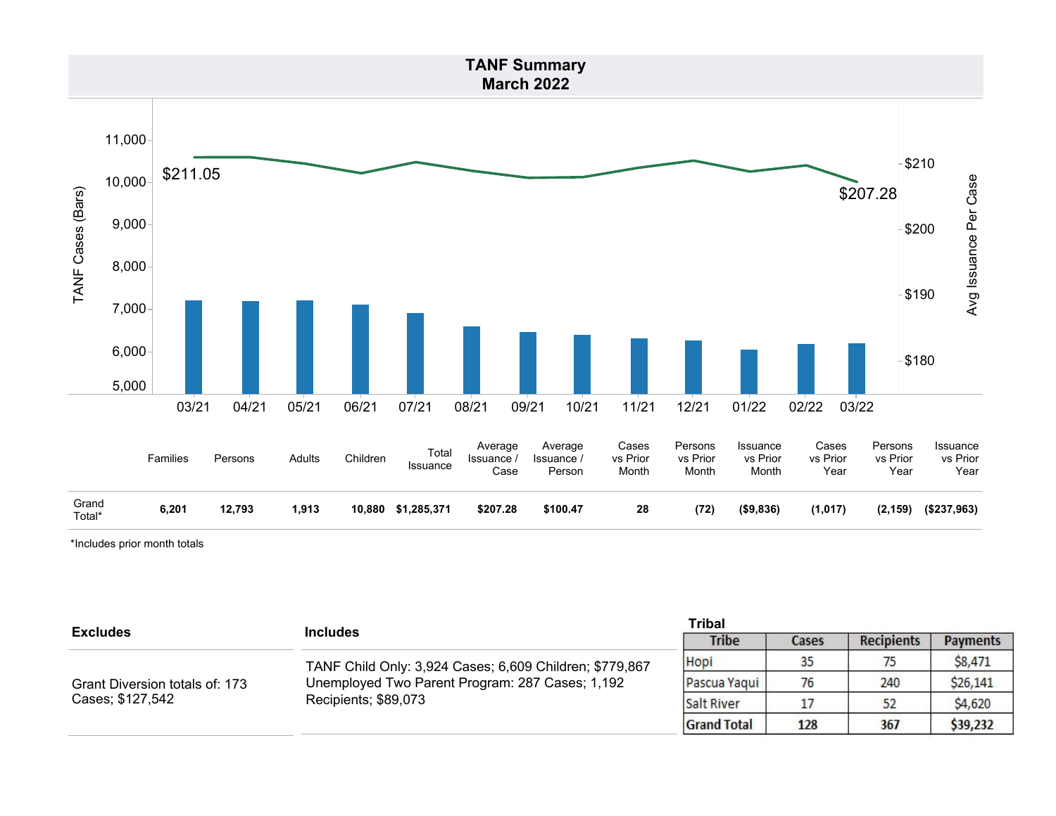# TANF Summary
## March 2022

| | Families | Persons | Adults | Children | Total Issuance | Average Issuance / Case | Average Issuance / Person | Cases vs Prior Month | Persons vs Prior Month | Issuance vs Prior Month | Cases vs Prior Year | Persons vs Prior Year | Issuance vs Prior Year |
|---|---|---|---|---|---|---|---|---|---|---|---|---|---|
| Grand Total* | **6,201** | **12,793** | **1,913** | **10,880** | **$1,285,371** | **$207.28** | **$100.47** | **28** | **(72)** | **($9,836)** | **(1,017)** | **(2,159)** | **($237,963)** |

*Includes prior month totals

| Excludes | Includes |
|---|---|
| Grant Diversion totals of: 173 Cases; $127,542 | TANF Child Only: 3,924 Cases; 6,609 Children; $779,867<br>Unemployed Two Parent Program: 287 Cases; 1,192 Recipients; $89,073 |

**Tribal**

| Tribe | Cases | Recipients | Payments |
|---|---|---|---|
| Hopi | 35 | 75 | $8,471 |
| Pascua Yaqui | 76 | 240 | $26,141 |
| Salt River | 17 | 52 | $4,620 |
| **Grand Total** | **128** | **367** | **$39,232** |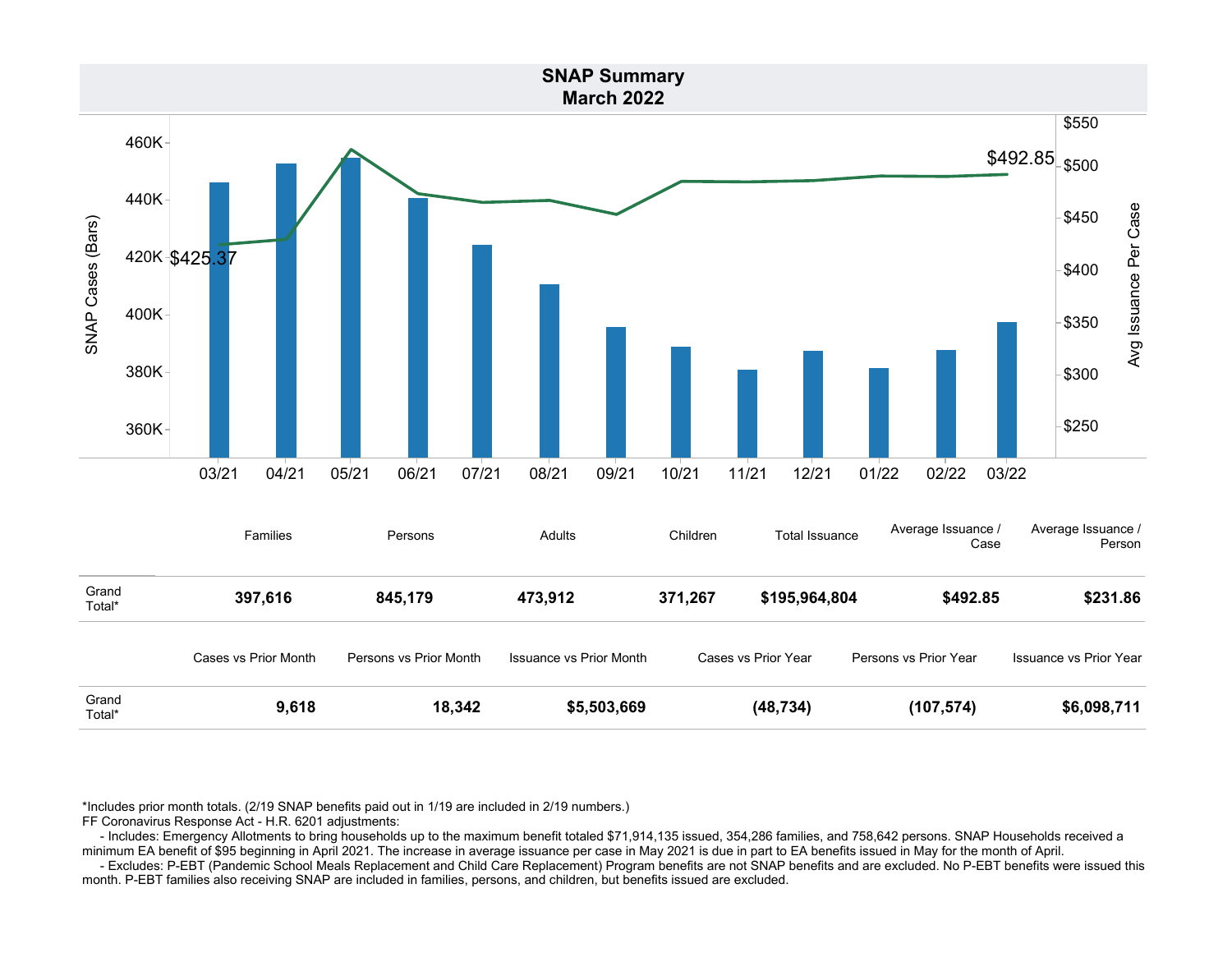# SNAP Summary
## March 2022

| | Families | Persons | Adults | Children | Total Issuance | Average Issuance / Case | Average Issuance / Person |
|---|---|---|---|---|---|---|---|
| Grand Total* | **397,616** | **845,179** | **473,912** | **371,267** | **$195,964,804** | **$492.85** | **$231.86** |

| | Cases vs Prior Month | Persons vs Prior Month | Issuance vs Prior Month | Cases vs Prior Year | Persons vs Prior Year | Issuance vs Prior Year |
|---|---|---|---|---|---|---|
| Grand Total* | **9,618** | **18,342** | **$5,503,669** | **(48,734)** | **(107,574)** | **$6,098,711** |

*Includes prior month totals. (2/19 SNAP benefits paid out in 1/19 are included in 2/19 numbers.)

FF Coronavirus Response Act - H.R. 6201 adjustments:

- Includes: Emergency Allotments to bring households up to the maximum benefit totaled $71,914,135 issued, 354,286 families, and 758,642 persons. SNAP Households received a minimum EA benefit of $95 beginning in April 2021. The increase in average issuance per case in May 2021 is due in part to EA benefits issued in May for the month of April.
- Excludes: P-EBT (Pandemic School Meals Replacement and Child Care Replacement) Program benefits are not SNAP benefits and are excluded. No P-EBT benefits were issued this month. P-EBT families also receiving SNAP are included in families, persons, and children, but benefits issued are excluded.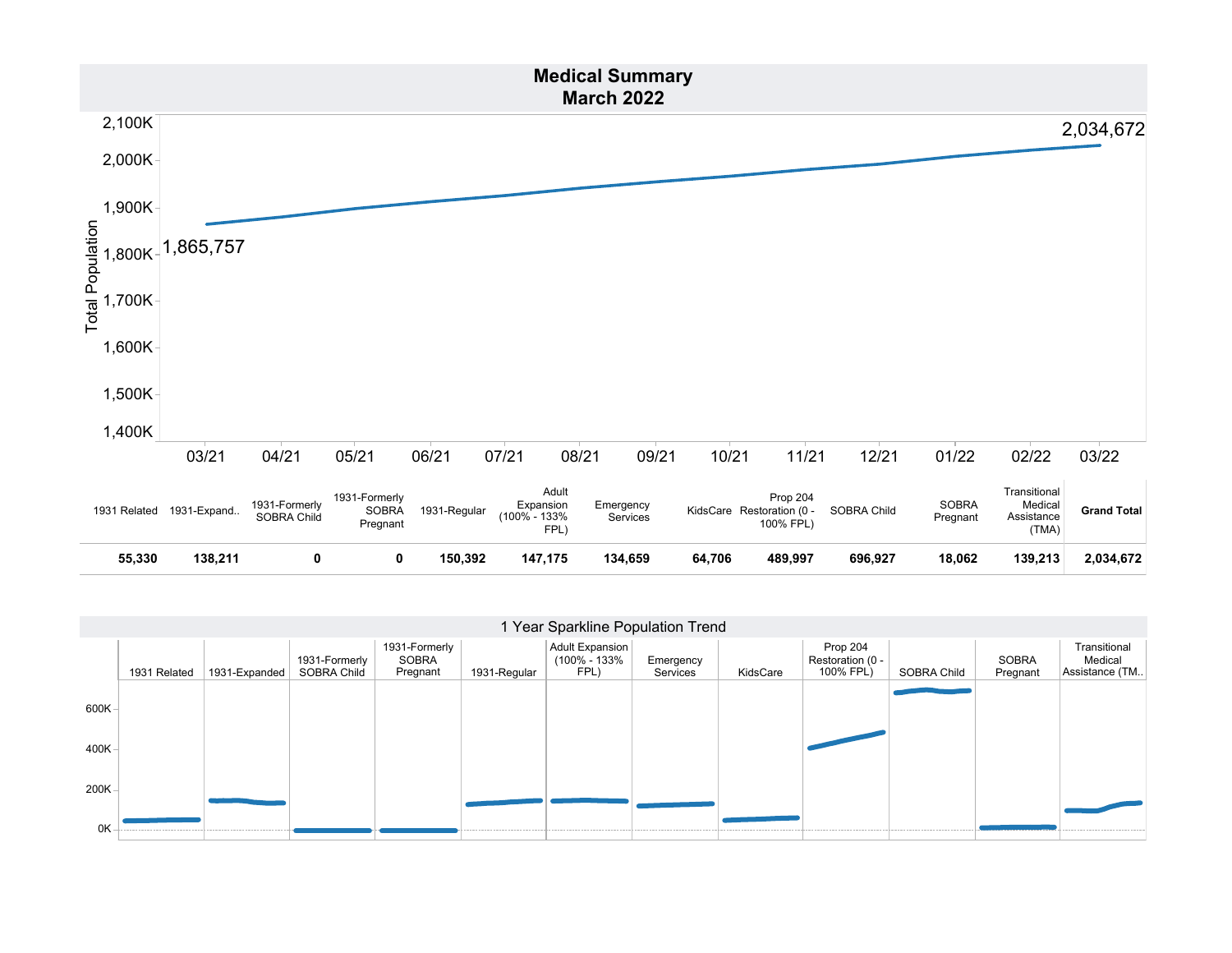# Medical Summary
## March 2022

Total Population

1,865,757 (03/21) — 2,034,672 (03/22)

| 1931 Related | 1931-Expand.. | 1931-Formerly SOBRA Child | 1931-Formerly SOBRA Pregnant | 1931-Regular | Adult Expansion (100% - 133% FPL) | Emergency Services | KidsCare | Prop 204 Restoration (0 - 100% FPL) | SOBRA Child | SOBRA Pregnant | Transitional Medical Assistance (TMA) | **Grand Total** |
|---|---|---|---|---|---|---|---|---|---|---|---|---|
| **55,330** | **138,211** | **0** | **0** | **150,392** | **147,175** | **134,659** | **64,706** | **489,997** | **696,927** | **18,062** | **139,213** | **2,034,672** |

### 1 Year Sparkline Population Trend

1931 Related | 1931-Expanded | 1931-Formerly SOBRA Child | 1931-Formerly SOBRA Pregnant | 1931-Regular | Adult Expansion (100% - 133% FPL) | Emergency Services | KidsCare | Prop 204 Restoration (0 - 100% FPL) | SOBRA Child | SOBRA Pregnant | Transitional Medical Assistance (TM..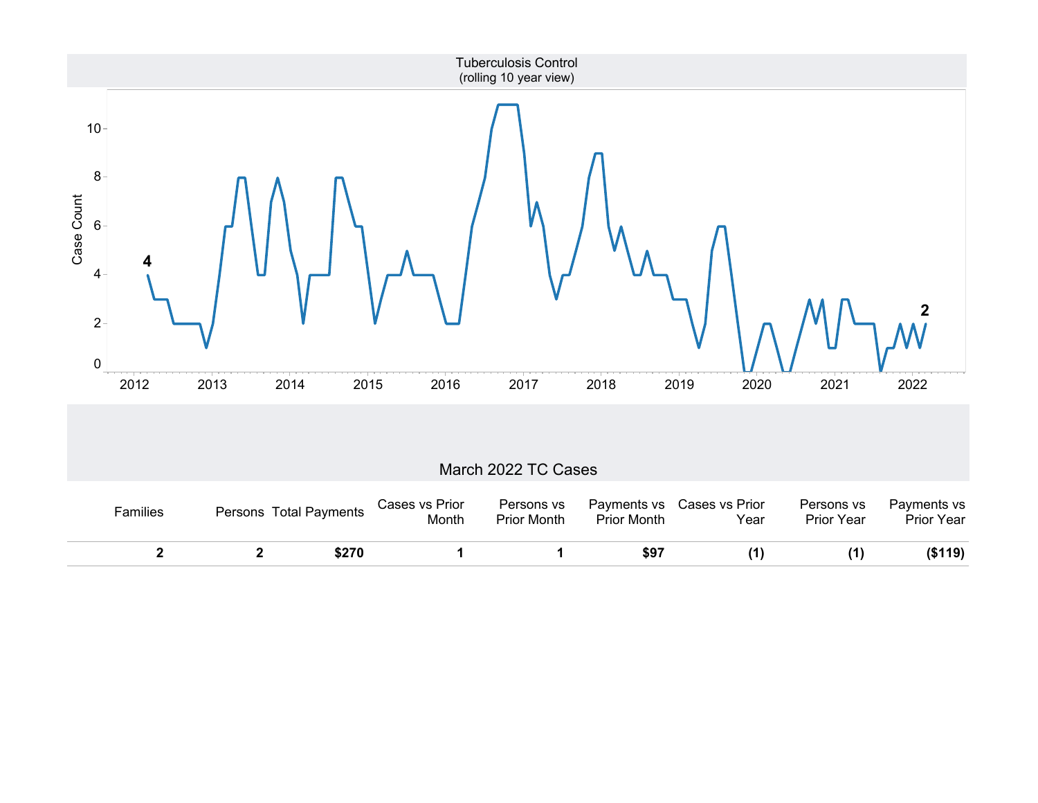Tuberculosis Control
(rolling 10 year view)

## March 2022 TC Cases

| Families | Persons | Total Payments | Cases vs Prior Month | Persons vs Prior Month | Payments vs Prior Month | Cases vs Prior Year | Persons vs Prior Year | Payments vs Prior Year |
|---|---|---|---|---|---|---|---|---|
| **2** | **2** | **$270** | **1** | **1** | **$97** | **(1)** | **(1)** | **($119)** |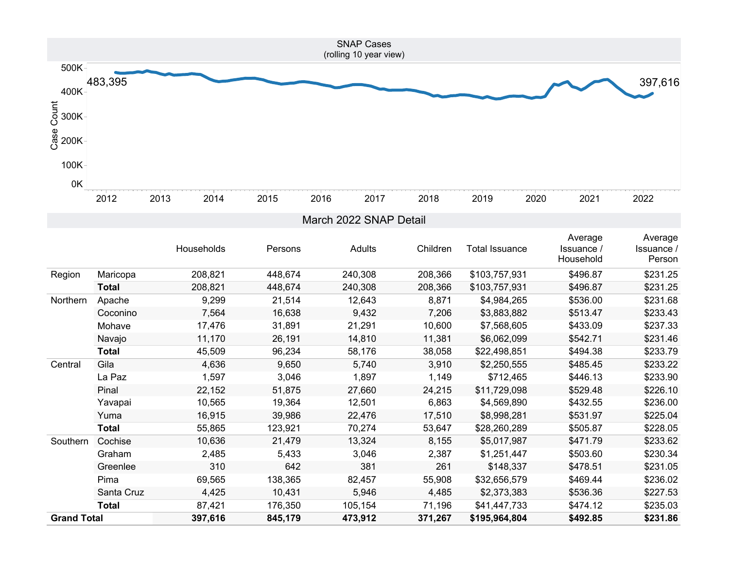## SNAP Cases
(rolling 10 year view)

Case Count: 483,395 (2012) → 397,616 (2022)

## March 2022 SNAP Detail

| | | Households | Persons | Adults | Children | Total Issuance | Average Issuance / Household | Average Issuance / Person |
|---|---|---|---|---|---|---|---|---|
| Region | Maricopa | 208,821 | 448,674 | 240,308 | 208,366 | $103,757,931 | $496.87 | $231.25 |
| | **Total** | 208,821 | 448,674 | 240,308 | 208,366 | $103,757,931 | $496.87 | $231.25 |
| Northern | Apache | 9,299 | 21,514 | 12,643 | 8,871 | $4,984,265 | $536.00 | $231.68 |
| | Coconino | 7,564 | 16,638 | 9,432 | 7,206 | $3,883,882 | $513.47 | $233.43 |
| | Mohave | 17,476 | 31,891 | 21,291 | 10,600 | $7,568,605 | $433.09 | $237.33 |
| | Navajo | 11,170 | 26,191 | 14,810 | 11,381 | $6,062,099 | $542.71 | $231.46 |
| | **Total** | 45,509 | 96,234 | 58,176 | 38,058 | $22,498,851 | $494.38 | $233.79 |
| Central | Gila | 4,636 | 9,650 | 5,740 | 3,910 | $2,250,555 | $485.45 | $233.22 |
| | La Paz | 1,597 | 3,046 | 1,897 | 1,149 | $712,465 | $446.13 | $233.90 |
| | Pinal | 22,152 | 51,875 | 27,660 | 24,215 | $11,729,098 | $529.48 | $226.10 |
| | Yavapai | 10,565 | 19,364 | 12,501 | 6,863 | $4,569,890 | $432.55 | $236.00 |
| | Yuma | 16,915 | 39,986 | 22,476 | 17,510 | $8,998,281 | $531.97 | $225.04 |
| | **Total** | 55,865 | 123,921 | 70,274 | 53,647 | $28,260,289 | $505.87 | $228.05 |
| Southern | Cochise | 10,636 | 21,479 | 13,324 | 8,155 | $5,017,987 | $471.79 | $233.62 |
| | Graham | 2,485 | 5,433 | 3,046 | 2,387 | $1,251,447 | $503.60 | $230.34 |
| | Greenlee | 310 | 642 | 381 | 261 | $148,337 | $478.51 | $231.05 |
| | Pima | 69,565 | 138,365 | 82,457 | 55,908 | $32,656,579 | $469.44 | $236.02 |
| | Santa Cruz | 4,425 | 10,431 | 5,946 | 4,485 | $2,373,383 | $536.36 | $227.53 |
| | **Total** | 87,421 | 176,350 | 105,154 | 71,196 | $41,447,733 | $474.12 | $235.03 |
| **Grand Total** | | **397,616** | **845,179** | **473,912** | **371,267** | **$195,964,804** | **$492.85** | **$231.86** |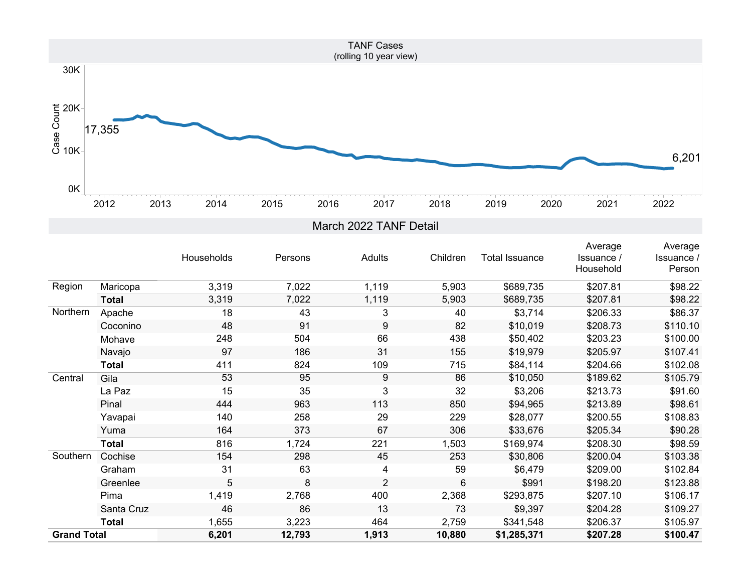## TANF Cases
(rolling 10 year view)

Case Count: 17,355 (2012) → 6,201 (2022)

## March 2022 TANF Detail

| | | Households | Persons | Adults | Children | Total Issuance | Average Issuance / Household | Average Issuance / Person |
|---|---|---|---|---|---|---|---|---|
| Region | Maricopa | 3,319 | 7,022 | 1,119 | 5,903 | $689,735 | $207.81 | $98.22 |
| | **Total** | 3,319 | 7,022 | 1,119 | 5,903 | $689,735 | $207.81 | $98.22 |
| Northern | Apache | 18 | 43 | 3 | 40 | $3,714 | $206.33 | $86.37 |
| | Coconino | 48 | 91 | 9 | 82 | $10,019 | $208.73 | $110.10 |
| | Mohave | 248 | 504 | 66 | 438 | $50,402 | $203.23 | $100.00 |
| | Navajo | 97 | 186 | 31 | 155 | $19,979 | $205.97 | $107.41 |
| | **Total** | 411 | 824 | 109 | 715 | $84,114 | $204.66 | $102.08 |
| Central | Gila | 53 | 95 | 9 | 86 | $10,050 | $189.62 | $105.79 |
| | La Paz | 15 | 35 | 3 | 32 | $3,206 | $213.73 | $91.60 |
| | Pinal | 444 | 963 | 113 | 850 | $94,965 | $213.89 | $98.61 |
| | Yavapai | 140 | 258 | 29 | 229 | $28,077 | $200.55 | $108.83 |
| | Yuma | 164 | 373 | 67 | 306 | $33,676 | $205.34 | $90.28 |
| | **Total** | 816 | 1,724 | 221 | 1,503 | $169,974 | $208.30 | $98.59 |
| Southern | Cochise | 154 | 298 | 45 | 253 | $30,806 | $200.04 | $103.38 |
| | Graham | 31 | 63 | 4 | 59 | $6,479 | $209.00 | $102.84 |
| | Greenlee | 5 | 8 | 2 | 6 | $991 | $198.20 | $123.88 |
| | Pima | 1,419 | 2,768 | 400 | 2,368 | $293,875 | $207.10 | $106.17 |
| | Santa Cruz | 46 | 86 | 13 | 73 | $9,397 | $204.28 | $109.27 |
| | **Total** | 1,655 | 3,223 | 464 | 2,759 | $341,548 | $206.37 | $105.97 |
| **Grand Total** | | **6,201** | **12,793** | **1,913** | **10,880** | **$1,285,371** | **$207.28** | **$100.47** |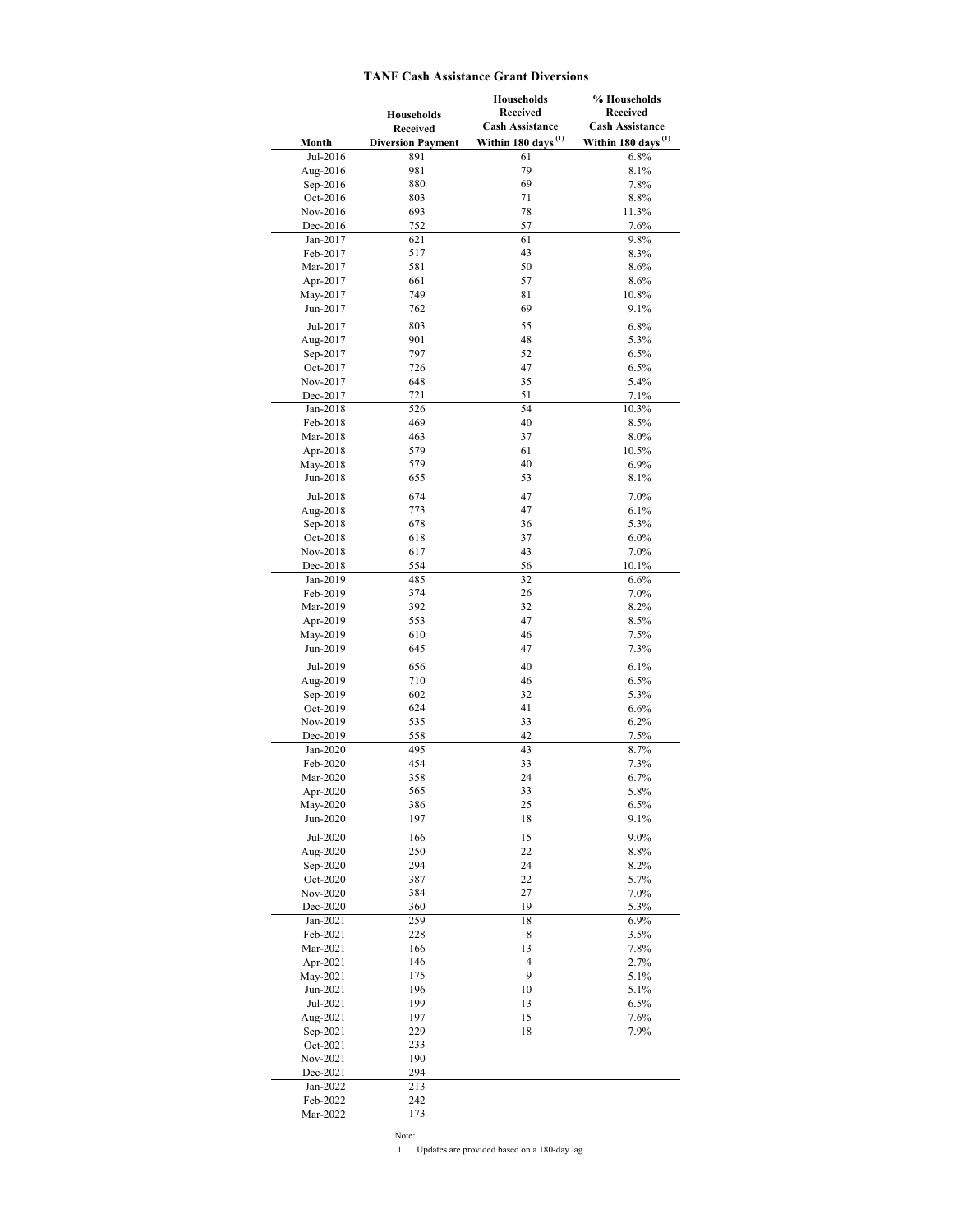# TANF Cash Assistance Grant Diversions

| Month | Households Received Diversion Payment | Households Received Cash Assistance Within 180 days [(1)] | % Households Received Cash Assistance Within 180 days [(1)] |
|---|---|---|---|
| Jul-2016 | 891 | 61 | 6.8% |
| Aug-2016 | 981 | 79 | 8.1% |
| Sep-2016 | 880 | 69 | 7.8% |
| Oct-2016 | 803 | 71 | 8.8% |
| Nov-2016 | 693 | 78 | 11.3% |
| Dec-2016 | 752 | 57 | 7.6% |
| Jan-2017 | 621 | 61 | 9.8% |
| Feb-2017 | 517 | 43 | 8.3% |
| Mar-2017 | 581 | 50 | 8.6% |
| Apr-2017 | 661 | 57 | 8.6% |
| May-2017 | 749 | 81 | 10.8% |
| Jun-2017 | 762 | 69 | 9.1% |
| Jul-2017 | 803 | 55 | 6.8% |
| Aug-2017 | 901 | 48 | 5.3% |
| Sep-2017 | 797 | 52 | 6.5% |
| Oct-2017 | 726 | 47 | 6.5% |
| Nov-2017 | 648 | 35 | 5.4% |
| Dec-2017 | 721 | 51 | 7.1% |
| Jan-2018 | 526 | 54 | 10.3% |
| Feb-2018 | 469 | 40 | 8.5% |
| Mar-2018 | 463 | 37 | 8.0% |
| Apr-2018 | 579 | 61 | 10.5% |
| May-2018 | 579 | 40 | 6.9% |
| Jun-2018 | 655 | 53 | 8.1% |
| Jul-2018 | 674 | 47 | 7.0% |
| Aug-2018 | 773 | 47 | 6.1% |
| Sep-2018 | 678 | 36 | 5.3% |
| Oct-2018 | 618 | 37 | 6.0% |
| Nov-2018 | 617 | 43 | 7.0% |
| Dec-2018 | 554 | 56 | 10.1% |
| Jan-2019 | 485 | 32 | 6.6% |
| Feb-2019 | 374 | 26 | 7.0% |
| Mar-2019 | 392 | 32 | 8.2% |
| Apr-2019 | 553 | 47 | 8.5% |
| May-2019 | 610 | 46 | 7.5% |
| Jun-2019 | 645 | 47 | 7.3% |
| Jul-2019 | 656 | 40 | 6.1% |
| Aug-2019 | 710 | 46 | 6.5% |
| Sep-2019 | 602 | 32 | 5.3% |
| Oct-2019 | 624 | 41 | 6.6% |
| Nov-2019 | 535 | 33 | 6.2% |
| Dec-2019 | 558 | 42 | 7.5% |
| Jan-2020 | 495 | 43 | 8.7% |
| Feb-2020 | 454 | 33 | 7.3% |
| Mar-2020 | 358 | 24 | 6.7% |
| Apr-2020 | 565 | 33 | 5.8% |
| May-2020 | 386 | 25 | 6.5% |
| Jun-2020 | 197 | 18 | 9.1% |
| Jul-2020 | 166 | 15 | 9.0% |
| Aug-2020 | 250 | 22 | 8.8% |
| Sep-2020 | 294 | 24 | 8.2% |
| Oct-2020 | 387 | 22 | 5.7% |
| Nov-2020 | 384 | 27 | 7.0% |
| Dec-2020 | 360 | 19 | 5.3% |
| Jan-2021 | 259 | 18 | 6.9% |
| Feb-2021 | 228 | 8 | 3.5% |
| Mar-2021 | 166 | 13 | 7.8% |
| Apr-2021 | 146 | 4 | 2.7% |
| May-2021 | 175 | 9 | 5.1% |
| Jun-2021 | 196 | 10 | 5.1% |
| Jul-2021 | 199 | 13 | 6.5% |
| Aug-2021 | 197 | 15 | 7.6% |
| Sep-2021 | 229 | 18 | 7.9% |
| Oct-2021 | 233 | | |
| Nov-2021 | 190 | | |
| Dec-2021 | 294 | | |
| Jan-2022 | 213 | | |
| Feb-2022 | 242 | | |
| Mar-2022 | 173 | | |

Note:

1. Updates are provided based on a 180-day lag